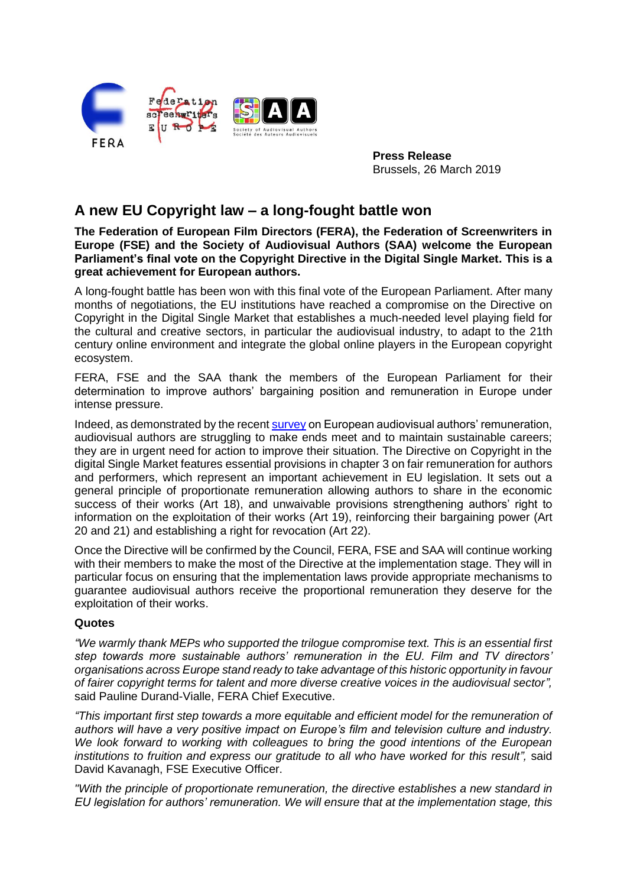**Press Release**
Brussels, 26 March 2019

# A new EU Copyright law – a long-fought battle won

**The Federation of European Film Directors (FERA), the Federation of Screenwriters in Europe (FSE) and the Society of Audiovisual Authors (SAA) welcome the European Parliament's final vote on the Copyright Directive in the Digital Single Market. This is a great achievement for European authors.**

A long-fought battle has been won with this final vote of the European Parliament. After many months of negotiations, the EU institutions have reached a compromise on the Directive on Copyright in the Digital Single Market that establishes a much-needed level playing field for the cultural and creative sectors, in particular the audiovisual industry, to adapt to the 21th century online environment and integrate the global online players in the European copyright ecosystem.

FERA, FSE and the SAA thank the members of the European Parliament for their determination to improve authors' bargaining position and remuneration in Europe under intense pressure.

Indeed, as demonstrated by the recent survey on European audiovisual authors' remuneration, audiovisual authors are struggling to make ends meet and to maintain sustainable careers; they are in urgent need for action to improve their situation. The Directive on Copyright in the digital Single Market features essential provisions in chapter 3 on fair remuneration for authors and performers, which represent an important achievement in EU legislation. It sets out a general principle of proportionate remuneration allowing authors to share in the economic success of their works (Art 18), and unwaivable provisions strengthening authors' right to information on the exploitation of their works (Art 19), reinforcing their bargaining power (Art 20 and 21) and establishing a right for revocation (Art 22).

Once the Directive will be confirmed by the Council, FERA, FSE and SAA will continue working with their members to make the most of the Directive at the implementation stage. They will in particular focus on ensuring that the implementation laws provide appropriate mechanisms to guarantee audiovisual authors receive the proportional remuneration they deserve for the exploitation of their works.

**Quotes**

*"We warmly thank MEPs who supported the trilogue compromise text. This is an essential first step towards more sustainable authors' remuneration in the EU. Film and TV directors' organisations across Europe stand ready to take advantage of this historic opportunity in favour of fairer copyright terms for talent and more diverse creative voices in the audiovisual sector",* said Pauline Durand-Vialle, FERA Chief Executive.

*"This important first step towards a more equitable and efficient model for the remuneration of authors will have a very positive impact on Europe's film and television culture and industry. We look forward to working with colleagues to bring the good intentions of the European institutions to fruition and express our gratitude to all who have worked for this result",* said David Kavanagh, FSE Executive Officer.

*"With the principle of proportionate remuneration, the directive establishes a new standard in EU legislation for authors' remuneration. We will ensure that at the implementation stage, this*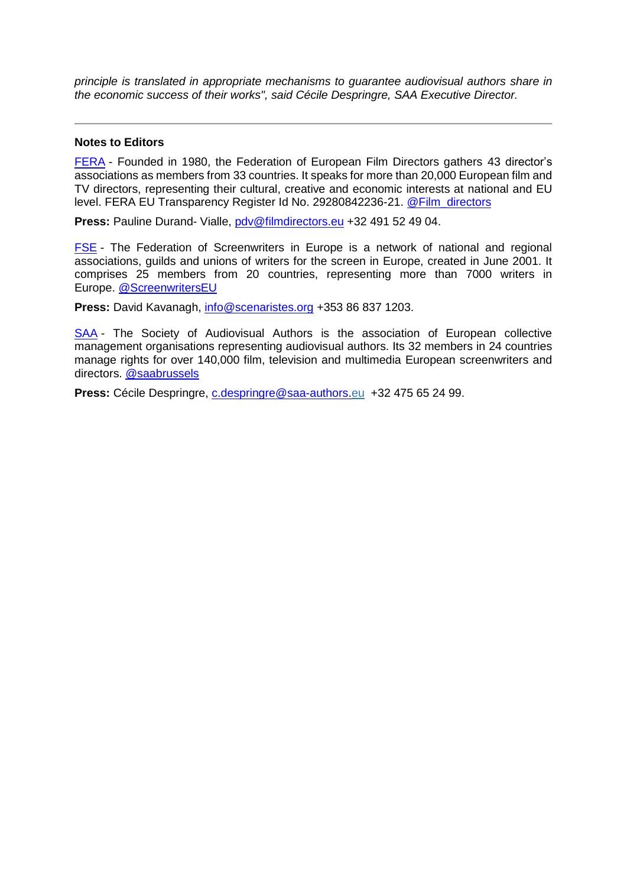*principle is translated in appropriate mechanisms to guarantee audiovisual authors share in the economic success of their works", said Cécile Despringre, SAA Executive Director.*

---

**Notes to Editors**

FERA - Founded in 1980, the Federation of European Film Directors gathers 43 director's associations as members from 33 countries. It speaks for more than 20,000 European film and TV directors, representing their cultural, creative and economic interests at national and EU level. FERA EU Transparency Register Id No. 29280842236-21. @Film_directors

**Press:** Pauline Durand- Vialle, pdv@filmdirectors.eu +32 491 52 49 04.

FSE - The Federation of Screenwriters in Europe is a network of national and regional associations, guilds and unions of writers for the screen in Europe, created in June 2001. It comprises 25 members from 20 countries, representing more than 7000 writers in Europe. @ScreenwritersEU

**Press:** David Kavanagh, info@scenaristes.org +353 86 837 1203.

SAA - The Society of Audiovisual Authors is the association of European collective management organisations representing audiovisual authors. Its 32 members in 24 countries manage rights for over 140,000 film, television and multimedia European screenwriters and directors. @saabrussels

**Press:** Cécile Despringre, c.despringre@saa-authors.eu +32 475 65 24 99.